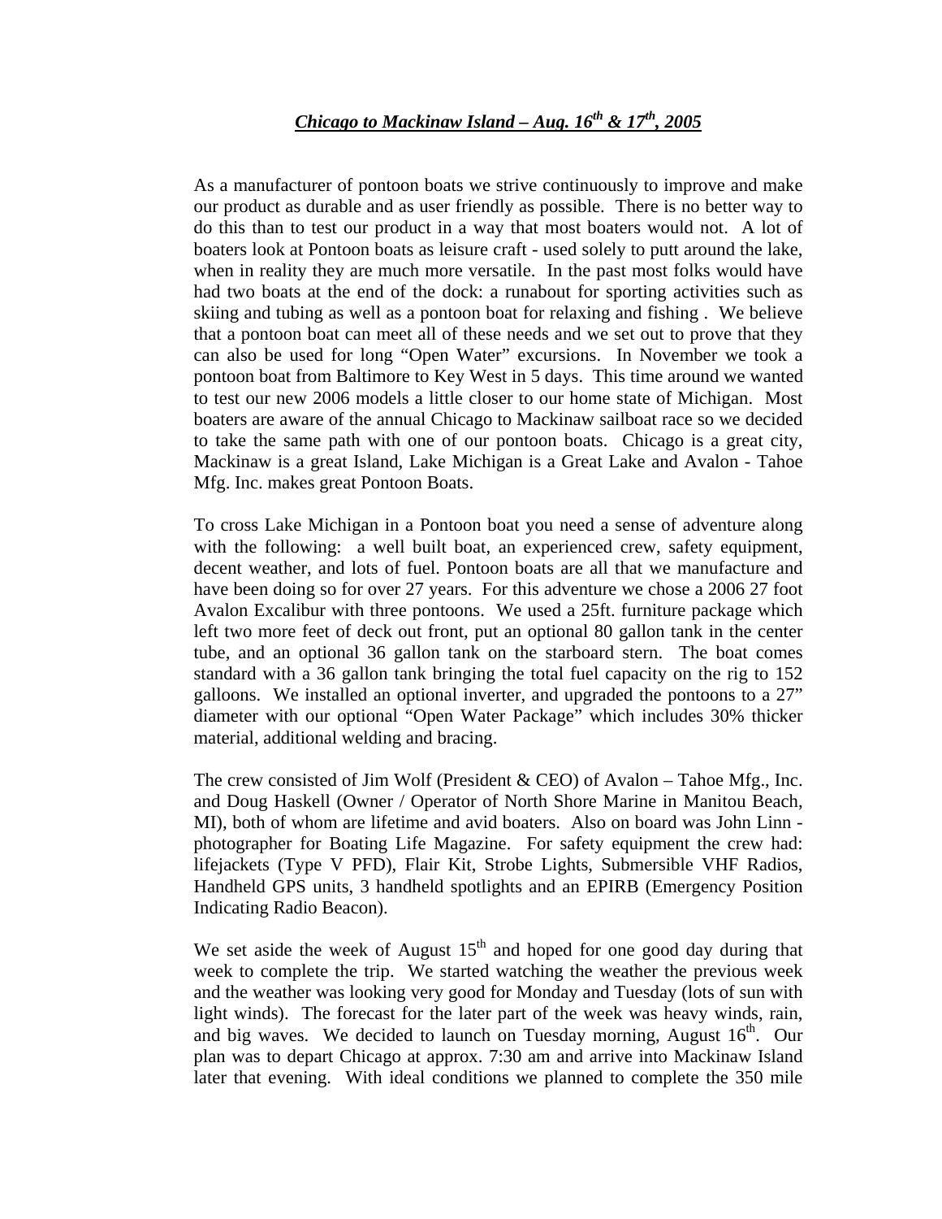## ***Chicago to Mackinaw Island – Aug. 16th & 17th, 2005***

As a manufacturer of pontoon boats we strive continuously to improve and make our product as durable and as user friendly as possible. There is no better way to do this than to test our product in a way that most boaters would not. A lot of boaters look at Pontoon boats as leisure craft - used solely to putt around the lake, when in reality they are much more versatile. In the past most folks would have had two boats at the end of the dock: a runabout for sporting activities such as skiing and tubing as well as a pontoon boat for relaxing and fishing . We believe that a pontoon boat can meet all of these needs and we set out to prove that they can also be used for long "Open Water" excursions. In November we took a pontoon boat from Baltimore to Key West in 5 days. This time around we wanted to test our new 2006 models a little closer to our home state of Michigan. Most boaters are aware of the annual Chicago to Mackinaw sailboat race so we decided to take the same path with one of our pontoon boats. Chicago is a great city, Mackinaw is a great Island, Lake Michigan is a Great Lake and Avalon - Tahoe Mfg. Inc. makes great Pontoon Boats.

To cross Lake Michigan in a Pontoon boat you need a sense of adventure along with the following: a well built boat, an experienced crew, safety equipment, decent weather, and lots of fuel. Pontoon boats are all that we manufacture and have been doing so for over 27 years. For this adventure we chose a 2006 27 foot Avalon Excalibur with three pontoons. We used a 25ft. furniture package which left two more feet of deck out front, put an optional 80 gallon tank in the center tube, and an optional 36 gallon tank on the starboard stern. The boat comes standard with a 36 gallon tank bringing the total fuel capacity on the rig to 152 galloons. We installed an optional inverter, and upgraded the pontoons to a 27" diameter with our optional "Open Water Package" which includes 30% thicker material, additional welding and bracing.

The crew consisted of Jim Wolf (President & CEO) of Avalon – Tahoe Mfg., Inc. and Doug Haskell (Owner / Operator of North Shore Marine in Manitou Beach, MI), both of whom are lifetime and avid boaters. Also on board was John Linn - photographer for Boating Life Magazine. For safety equipment the crew had: lifejackets (Type V PFD), Flair Kit, Strobe Lights, Submersible VHF Radios, Handheld GPS units, 3 handheld spotlights and an EPIRB (Emergency Position Indicating Radio Beacon).

We set aside the week of August 15th and hoped for one good day during that week to complete the trip. We started watching the weather the previous week and the weather was looking very good for Monday and Tuesday (lots of sun with light winds). The forecast for the later part of the week was heavy winds, rain, and big waves. We decided to launch on Tuesday morning, August 16th. Our plan was to depart Chicago at approx. 7:30 am and arrive into Mackinaw Island later that evening. With ideal conditions we planned to complete the 350 mile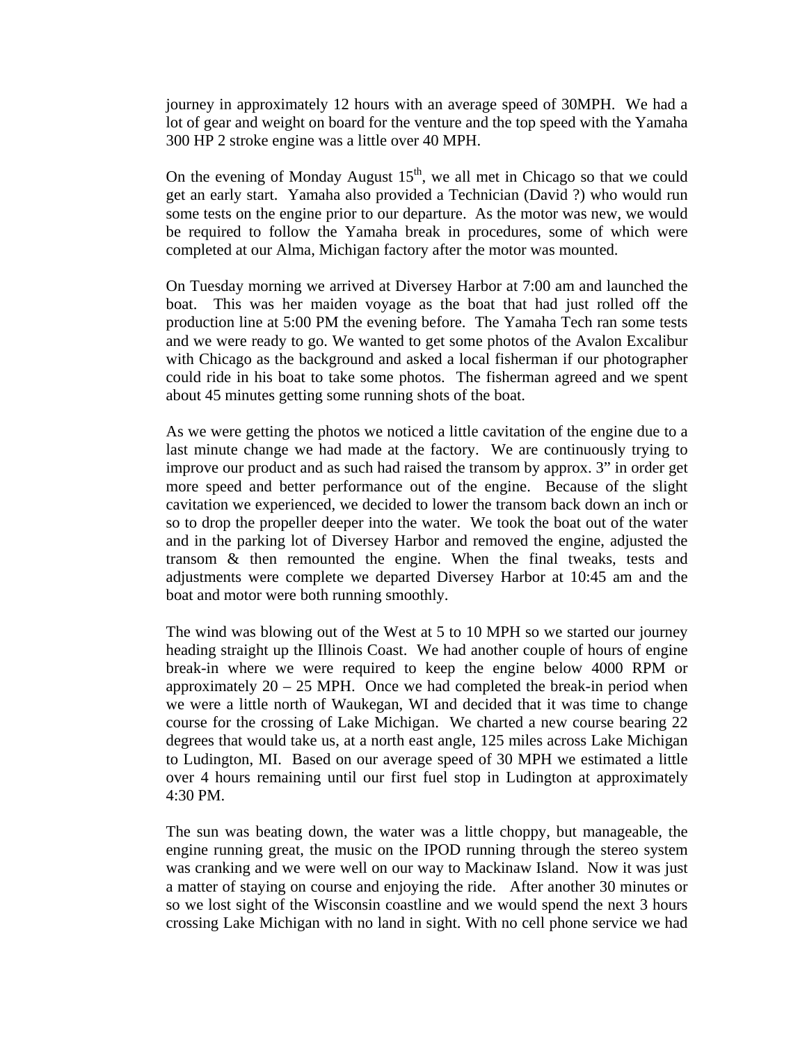journey in approximately 12 hours with an average speed of 30MPH. We had a lot of gear and weight on board for the venture and the top speed with the Yamaha 300 HP 2 stroke engine was a little over 40 MPH.

On the evening of Monday August 15th, we all met in Chicago so that we could get an early start. Yamaha also provided a Technician (David ?) who would run some tests on the engine prior to our departure. As the motor was new, we would be required to follow the Yamaha break in procedures, some of which were completed at our Alma, Michigan factory after the motor was mounted.

On Tuesday morning we arrived at Diversey Harbor at 7:00 am and launched the boat. This was her maiden voyage as the boat that had just rolled off the production line at 5:00 PM the evening before. The Yamaha Tech ran some tests and we were ready to go. We wanted to get some photos of the Avalon Excalibur with Chicago as the background and asked a local fisherman if our photographer could ride in his boat to take some photos. The fisherman agreed and we spent about 45 minutes getting some running shots of the boat.

As we were getting the photos we noticed a little cavitation of the engine due to a last minute change we had made at the factory. We are continuously trying to improve our product and as such had raised the transom by approx. 3" in order get more speed and better performance out of the engine. Because of the slight cavitation we experienced, we decided to lower the transom back down an inch or so to drop the propeller deeper into the water. We took the boat out of the water and in the parking lot of Diversey Harbor and removed the engine, adjusted the transom & then remounted the engine. When the final tweaks, tests and adjustments were complete we departed Diversey Harbor at 10:45 am and the boat and motor were both running smoothly.

The wind was blowing out of the West at 5 to 10 MPH so we started our journey heading straight up the Illinois Coast. We had another couple of hours of engine break-in where we were required to keep the engine below 4000 RPM or approximately 20 – 25 MPH. Once we had completed the break-in period when we were a little north of Waukegan, WI and decided that it was time to change course for the crossing of Lake Michigan. We charted a new course bearing 22 degrees that would take us, at a north east angle, 125 miles across Lake Michigan to Ludington, MI. Based on our average speed of 30 MPH we estimated a little over 4 hours remaining until our first fuel stop in Ludington at approximately 4:30 PM.

The sun was beating down, the water was a little choppy, but manageable, the engine running great, the music on the IPOD running through the stereo system was cranking and we were well on our way to Mackinaw Island. Now it was just a matter of staying on course and enjoying the ride. After another 30 minutes or so we lost sight of the Wisconsin coastline and we would spend the next 3 hours crossing Lake Michigan with no land in sight. With no cell phone service we had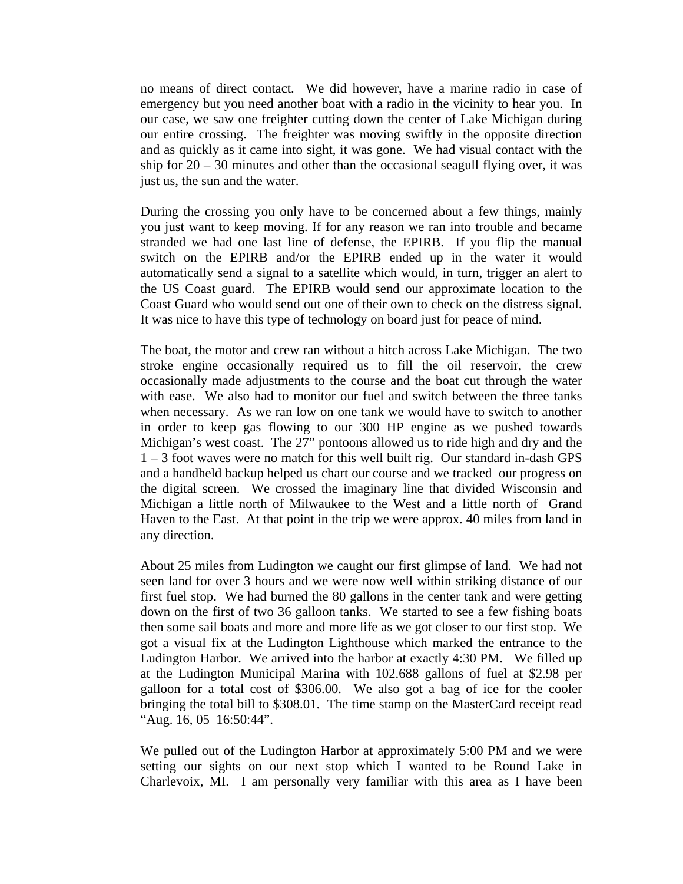no means of direct contact. We did however, have a marine radio in case of emergency but you need another boat with a radio in the vicinity to hear you. In our case, we saw one freighter cutting down the center of Lake Michigan during our entire crossing. The freighter was moving swiftly in the opposite direction and as quickly as it came into sight, it was gone. We had visual contact with the ship for 20 – 30 minutes and other than the occasional seagull flying over, it was just us, the sun and the water.

During the crossing you only have to be concerned about a few things, mainly you just want to keep moving. If for any reason we ran into trouble and became stranded we had one last line of defense, the EPIRB. If you flip the manual switch on the EPIRB and/or the EPIRB ended up in the water it would automatically send a signal to a satellite which would, in turn, trigger an alert to the US Coast guard. The EPIRB would send our approximate location to the Coast Guard who would send out one of their own to check on the distress signal. It was nice to have this type of technology on board just for peace of mind.

The boat, the motor and crew ran without a hitch across Lake Michigan. The two stroke engine occasionally required us to fill the oil reservoir, the crew occasionally made adjustments to the course and the boat cut through the water with ease. We also had to monitor our fuel and switch between the three tanks when necessary. As we ran low on one tank we would have to switch to another in order to keep gas flowing to our 300 HP engine as we pushed towards Michigan's west coast. The 27" pontoons allowed us to ride high and dry and the 1 – 3 foot waves were no match for this well built rig. Our standard in-dash GPS and a handheld backup helped us chart our course and we tracked our progress on the digital screen. We crossed the imaginary line that divided Wisconsin and Michigan a little north of Milwaukee to the West and a little north of Grand Haven to the East. At that point in the trip we were approx. 40 miles from land in any direction.

About 25 miles from Ludington we caught our first glimpse of land. We had not seen land for over 3 hours and we were now well within striking distance of our first fuel stop. We had burned the 80 gallons in the center tank and were getting down on the first of two 36 galloon tanks. We started to see a few fishing boats then some sail boats and more and more life as we got closer to our first stop. We got a visual fix at the Ludington Lighthouse which marked the entrance to the Ludington Harbor. We arrived into the harbor at exactly 4:30 PM. We filled up at the Ludington Municipal Marina with 102.688 gallons of fuel at $2.98 per galloon for a total cost of $306.00. We also got a bag of ice for the cooler bringing the total bill to $308.01. The time stamp on the MasterCard receipt read "Aug. 16, 05 16:50:44".

We pulled out of the Ludington Harbor at approximately 5:00 PM and we were setting our sights on our next stop which I wanted to be Round Lake in Charlevoix, MI. I am personally very familiar with this area as I have been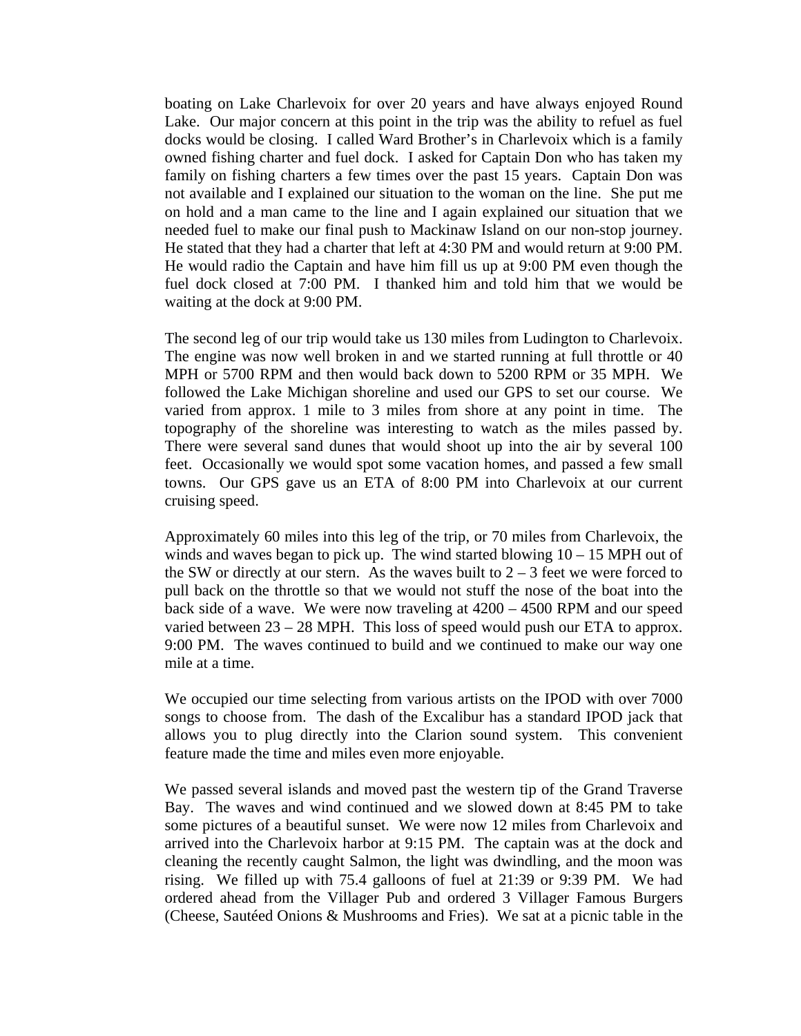boating on Lake Charlevoix for over 20 years and have always enjoyed Round Lake. Our major concern at this point in the trip was the ability to refuel as fuel docks would be closing. I called Ward Brother's in Charlevoix which is a family owned fishing charter and fuel dock. I asked for Captain Don who has taken my family on fishing charters a few times over the past 15 years. Captain Don was not available and I explained our situation to the woman on the line. She put me on hold and a man came to the line and I again explained our situation that we needed fuel to make our final push to Mackinaw Island on our non-stop journey. He stated that they had a charter that left at 4:30 PM and would return at 9:00 PM. He would radio the Captain and have him fill us up at 9:00 PM even though the fuel dock closed at 7:00 PM. I thanked him and told him that we would be waiting at the dock at 9:00 PM.

The second leg of our trip would take us 130 miles from Ludington to Charlevoix. The engine was now well broken in and we started running at full throttle or 40 MPH or 5700 RPM and then would back down to 5200 RPM or 35 MPH. We followed the Lake Michigan shoreline and used our GPS to set our course. We varied from approx. 1 mile to 3 miles from shore at any point in time. The topography of the shoreline was interesting to watch as the miles passed by. There were several sand dunes that would shoot up into the air by several 100 feet. Occasionally we would spot some vacation homes, and passed a few small towns. Our GPS gave us an ETA of 8:00 PM into Charlevoix at our current cruising speed.

Approximately 60 miles into this leg of the trip, or 70 miles from Charlevoix, the winds and waves began to pick up. The wind started blowing 10 – 15 MPH out of the SW or directly at our stern. As the waves built to 2 – 3 feet we were forced to pull back on the throttle so that we would not stuff the nose of the boat into the back side of a wave. We were now traveling at 4200 – 4500 RPM and our speed varied between 23 – 28 MPH. This loss of speed would push our ETA to approx. 9:00 PM. The waves continued to build and we continued to make our way one mile at a time.

We occupied our time selecting from various artists on the IPOD with over 7000 songs to choose from. The dash of the Excalibur has a standard IPOD jack that allows you to plug directly into the Clarion sound system. This convenient feature made the time and miles even more enjoyable.

We passed several islands and moved past the western tip of the Grand Traverse Bay. The waves and wind continued and we slowed down at 8:45 PM to take some pictures of a beautiful sunset. We were now 12 miles from Charlevoix and arrived into the Charlevoix harbor at 9:15 PM. The captain was at the dock and cleaning the recently caught Salmon, the light was dwindling, and the moon was rising. We filled up with 75.4 galloons of fuel at 21:39 or 9:39 PM. We had ordered ahead from the Villager Pub and ordered 3 Villager Famous Burgers (Cheese, Sautéed Onions & Mushrooms and Fries). We sat at a picnic table in the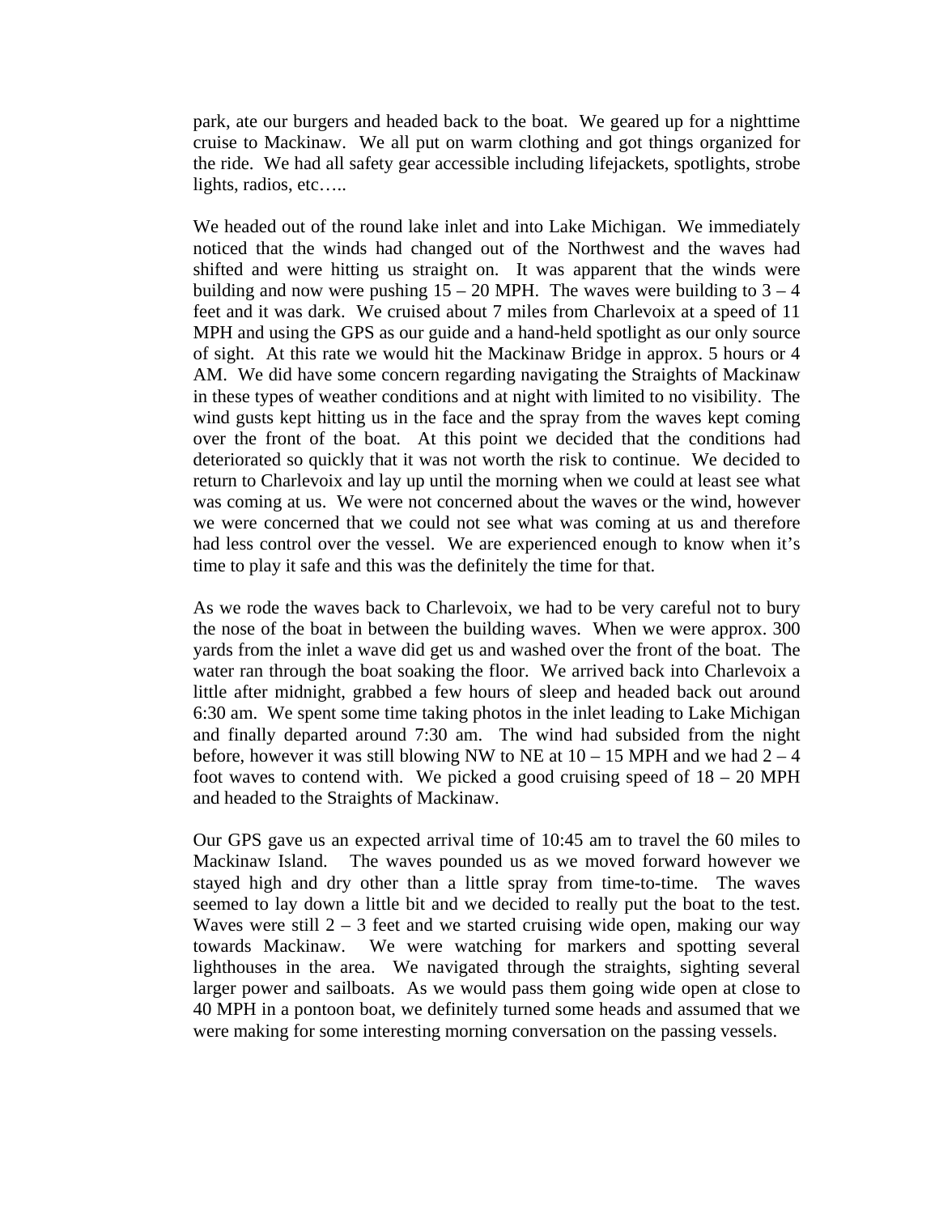park, ate our burgers and headed back to the boat. We geared up for a nighttime cruise to Mackinaw. We all put on warm clothing and got things organized for the ride. We had all safety gear accessible including lifejackets, spotlights, strobe lights, radios, etc…..

We headed out of the round lake inlet and into Lake Michigan. We immediately noticed that the winds had changed out of the Northwest and the waves had shifted and were hitting us straight on. It was apparent that the winds were building and now were pushing 15 – 20 MPH. The waves were building to 3 – 4 feet and it was dark. We cruised about 7 miles from Charlevoix at a speed of 11 MPH and using the GPS as our guide and a hand-held spotlight as our only source of sight. At this rate we would hit the Mackinaw Bridge in approx. 5 hours or 4 AM. We did have some concern regarding navigating the Straights of Mackinaw in these types of weather conditions and at night with limited to no visibility. The wind gusts kept hitting us in the face and the spray from the waves kept coming over the front of the boat. At this point we decided that the conditions had deteriorated so quickly that it was not worth the risk to continue. We decided to return to Charlevoix and lay up until the morning when we could at least see what was coming at us. We were not concerned about the waves or the wind, however we were concerned that we could not see what was coming at us and therefore had less control over the vessel. We are experienced enough to know when it's time to play it safe and this was the definitely the time for that.

As we rode the waves back to Charlevoix, we had to be very careful not to bury the nose of the boat in between the building waves. When we were approx. 300 yards from the inlet a wave did get us and washed over the front of the boat. The water ran through the boat soaking the floor. We arrived back into Charlevoix a little after midnight, grabbed a few hours of sleep and headed back out around 6:30 am. We spent some time taking photos in the inlet leading to Lake Michigan and finally departed around 7:30 am. The wind had subsided from the night before, however it was still blowing NW to NE at 10 – 15 MPH and we had 2 – 4 foot waves to contend with. We picked a good cruising speed of 18 – 20 MPH and headed to the Straights of Mackinaw.

Our GPS gave us an expected arrival time of 10:45 am to travel the 60 miles to Mackinaw Island. The waves pounded us as we moved forward however we stayed high and dry other than a little spray from time-to-time. The waves seemed to lay down a little bit and we decided to really put the boat to the test. Waves were still 2 – 3 feet and we started cruising wide open, making our way towards Mackinaw. We were watching for markers and spotting several lighthouses in the area. We navigated through the straights, sighting several larger power and sailboats. As we would pass them going wide open at close to 40 MPH in a pontoon boat, we definitely turned some heads and assumed that we were making for some interesting morning conversation on the passing vessels.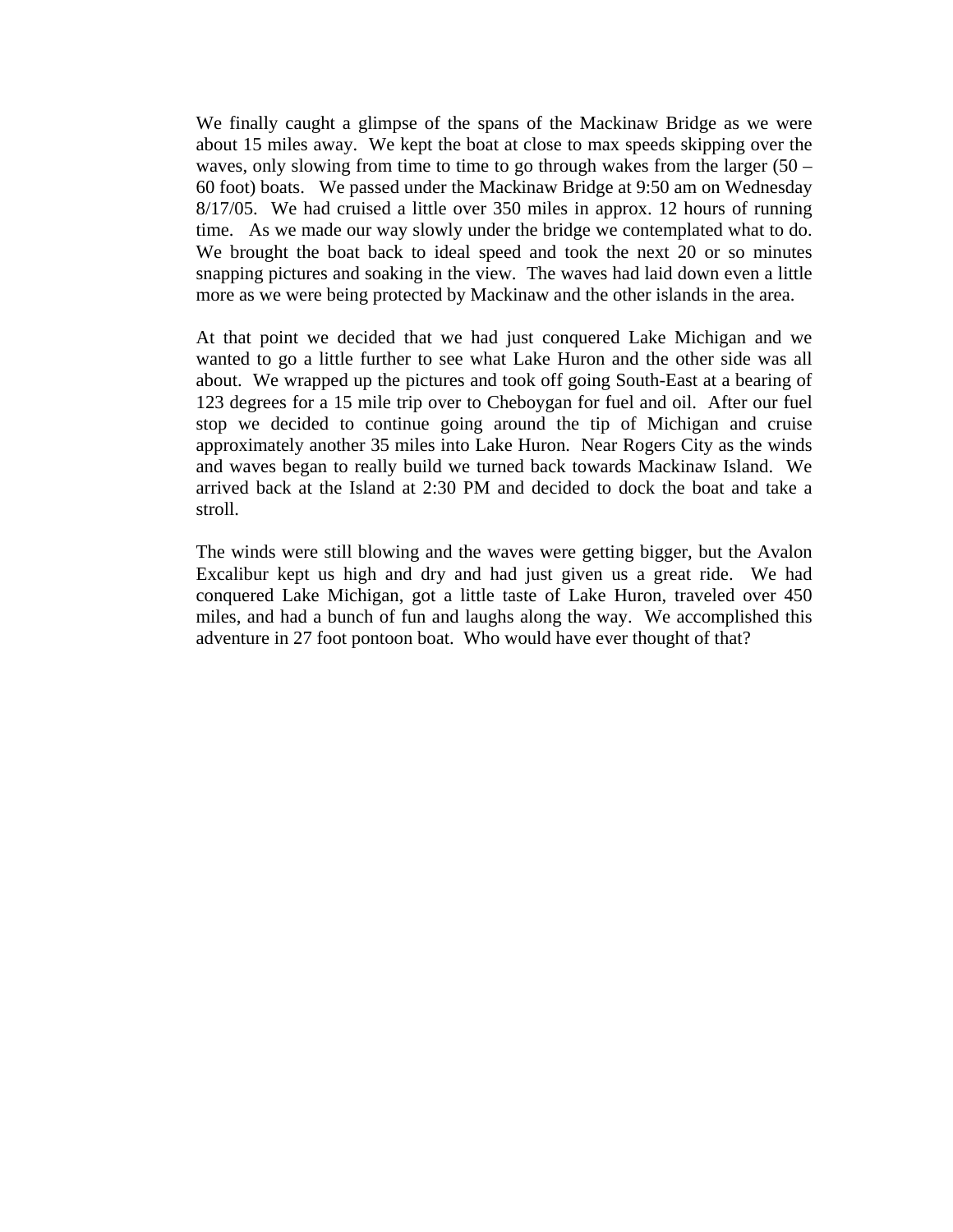We finally caught a glimpse of the spans of the Mackinaw Bridge as we were about 15 miles away. We kept the boat at close to max speeds skipping over the waves, only slowing from time to time to go through wakes from the larger (50 – 60 foot) boats. We passed under the Mackinaw Bridge at 9:50 am on Wednesday 8/17/05. We had cruised a little over 350 miles in approx. 12 hours of running time. As we made our way slowly under the bridge we contemplated what to do. We brought the boat back to ideal speed and took the next 20 or so minutes snapping pictures and soaking in the view. The waves had laid down even a little more as we were being protected by Mackinaw and the other islands in the area.

At that point we decided that we had just conquered Lake Michigan and we wanted to go a little further to see what Lake Huron and the other side was all about. We wrapped up the pictures and took off going South-East at a bearing of 123 degrees for a 15 mile trip over to Cheboygan for fuel and oil. After our fuel stop we decided to continue going around the tip of Michigan and cruise approximately another 35 miles into Lake Huron. Near Rogers City as the winds and waves began to really build we turned back towards Mackinaw Island. We arrived back at the Island at 2:30 PM and decided to dock the boat and take a stroll.

The winds were still blowing and the waves were getting bigger, but the Avalon Excalibur kept us high and dry and had just given us a great ride. We had conquered Lake Michigan, got a little taste of Lake Huron, traveled over 450 miles, and had a bunch of fun and laughs along the way. We accomplished this adventure in 27 foot pontoon boat. Who would have ever thought of that?